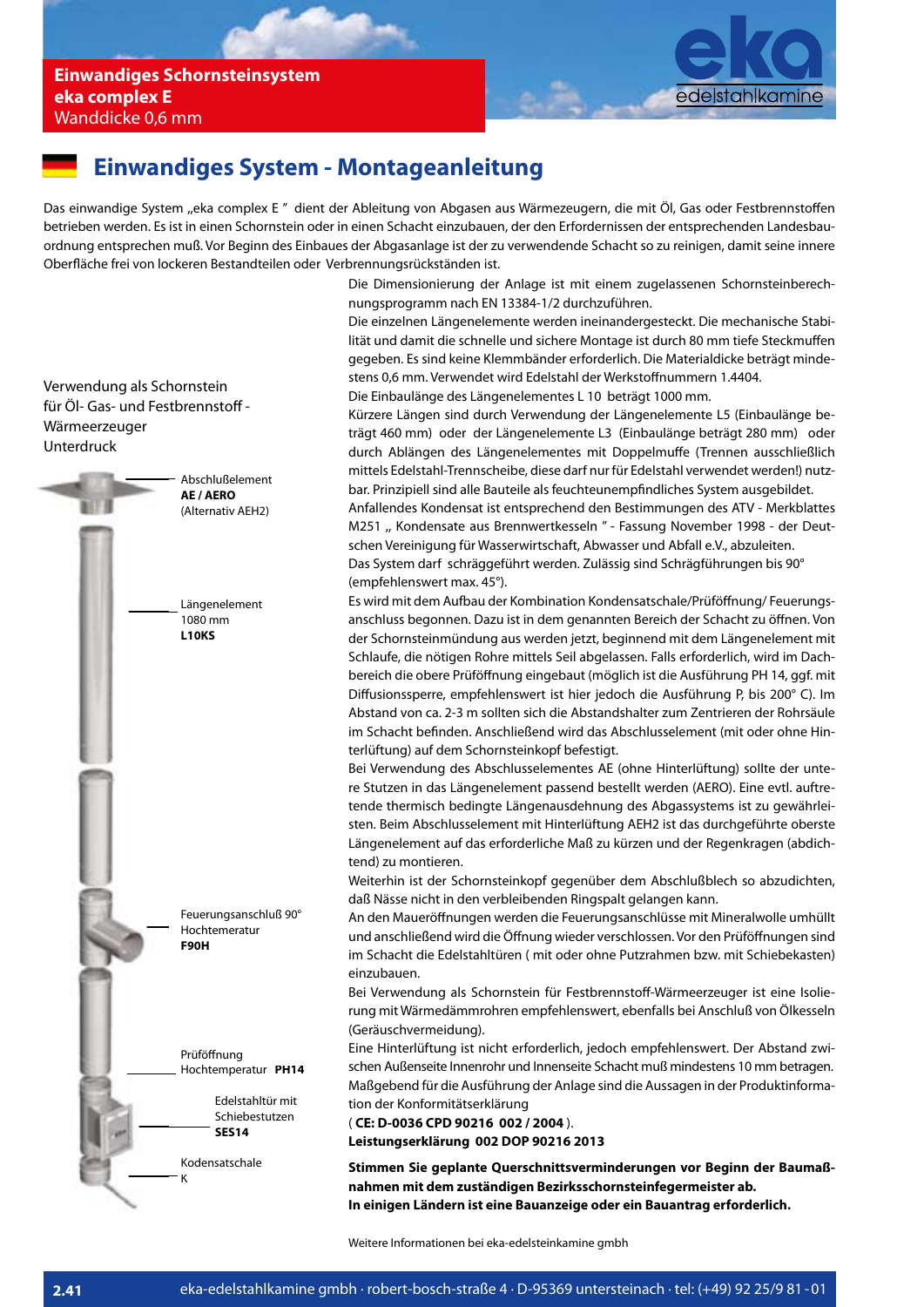**Einwandiges Schornsteinsystem**
**eka complex E**
Wanddicke 0,6 mm

eka edelstahlkamine

# Einwandiges System - Montageanleitung

Das einwandige System „eka complex E " dient der Ableitung von Abgasen aus Wärmezeugern, die mit Öl, Gas oder Festbrennstoffen betrieben werden. Es ist in einen Schornstein oder in einen Schacht einzubauen, der den Erfordernissen der entsprechenden Landesbauordnung entsprechen muß. Vor Beginn des Einbaues der Abgasanlage ist der zu verwendende Schacht so zu reinigen, damit seine innere Oberfläche frei von lockeren Bestandteilen oder Verbrennungsrückständen ist.

Verwendung als Schornstein
für Öl- Gas- und Festbrennstoff -
Wärmeerzeuger
Unterdruck

- Abschlußelement **AE / AERO** (Alternativ AEH2)
- Längenelement 1080 mm **L10KS**
- Feuerungsanschluß 90° Hochtemperatur **F90H**
- Prüföffnung Hochtemperatur **PH14**
- Edelstahltür mit Schiebestutzen **SES14**
- Kodensatschale **K**

Die Dimensionierung der Anlage ist mit einem zugelassenen Schornsteinberechnungsprogramm nach EN 13384-1/2 durchzuführen.

Die einzelnen Längenelemente werden ineinandergesteckt. Die mechanische Stabilität und damit die schnelle und sichere Montage ist durch 80 mm tiefe Steckmuffen gegeben. Es sind keine Klemmbänder erforderlich. Die Materialdicke beträgt mindestens 0,6 mm. Verwendet wird Edelstahl der Werkstoffnummern 1.4404.

Die Einbaulänge des Längenelementes L 10 beträgt 1000 mm.

Kürzere Längen sind durch Verwendung der Längenelemente L5 (Einbaulänge beträgt 460 mm) oder der Längenelemente L3 (Einbaulänge beträgt 280 mm) oder durch Ablängen des Längenelementes mit Doppelmuffe (Trennen ausschließlich mittels Edelstahl-Trennscheibe, diese darf nur für Edelstahl verwendet werden!) nutzbar. Prinzipiell sind alle Bauteile als feuchteunempfindliches System ausgebildet.

Anfallendes Kondensat ist entsprechend den Bestimmungen des ATV - Merkblattes M251 „ Kondensate aus Brennwertkesseln " - Fassung November 1998 - der Deutschen Vereinigung für Wasserwirtschaft, Abwasser und Abfall e.V., abzuleiten.

Das System darf schräggeführt werden. Zulässig sind Schrägführungen bis 90° (empfehlenswert max. 45°).

Es wird mit dem Aufbau der Kombination Kondensatschale/Prüföffnung/ Feuerungsanschluss begonnen. Dazu ist in dem genannten Bereich der Schacht zu öffnen. Von der Schornsteinmündung aus werden jetzt, beginnend mit dem Längenelement mit Schlaufe, die nötigen Rohre mittels Seil abgelassen. Falls erforderlich, wird im Dachbereich die obere Prüföffnung eingebaut (möglich ist die Ausführung PH 14, ggf. mit Diffusionssperre, empfehlenswert ist hier jedoch die Ausführung P, bis 200° C). Im Abstand von ca. 2-3 m sollten sich die Abstandshalter zum Zentrieren der Rohrsäule im Schacht befinden. Anschließend wird das Abschlusselement (mit oder ohne Hinterlüftung) auf dem Schornsteinkopf befestigt.

Bei Verwendung des Abschlusselementes AE (ohne Hinterlüftung) sollte der untere Stutzen in das Längenelement passend bestellt werden (AERO). Eine evtl. auftretende thermisch bedingte Längenausdehnung des Abgassystems ist zu gewährleisten. Beim Abschlusselement mit Hinterlüftung AEH2 ist das durchgeführte oberste Längenelement auf das erforderliche Maß zu kürzen und der Regenkragen (abdichtend) zu montieren.

Weiterhin ist der Schornsteinkopf gegenüber dem Abschlußblech so abzudichten, daß Nässe nicht in den verbleibenden Ringspalt gelangen kann.

An den Maueröffnungen werden die Feuerungsanschlüsse mit Mineralwolle umhüllt und anschließend wird die Öffnung wieder verschlossen. Vor den Prüföffnungen sind im Schacht die Edelstahltüren ( mit oder ohne Putzrahmen bzw. mit Schiebekasten) einzubauen.

Bei Verwendung als Schornstein für Festbrennstoff-Wärmeerzeuger ist eine Isolierung mit Wärmedämmrohren empfehlenswert, ebenfalls bei Anschluß von Ölkesseln (Geräuschvermeidung).

Eine Hinterlüftung ist nicht erforderlich, jedoch empfehlenswert. Der Abstand zwischen Außenseite Innenrohr und Innenseite Schacht muß mindestens 10 mm betragen.

Maßgebend für die Ausführung der Anlage sind die Aussagen in der Produktinformation der Konformitätserklärung
( **CE: D-0036 CPD 90216 002 / 2004** ).
**Leistungserklärung 002 DOP 90216 2013**

**Stimmen Sie geplante Querschnittsverminderungen vor Beginn der Baumaßnahmen mit dem zuständigen Bezirksschornsteinfegermeister ab.**
**In einigen Ländern ist eine Bauanzeige oder ein Bauantrag erforderlich.**

Weitere Informationen bei eka-edelsteinkamine gmbh

eka-edelstahlkamine gmbh · robert-bosch-straße 4 · D-95369 untersteinach · tel: (+49) 92 25/9 81 - 01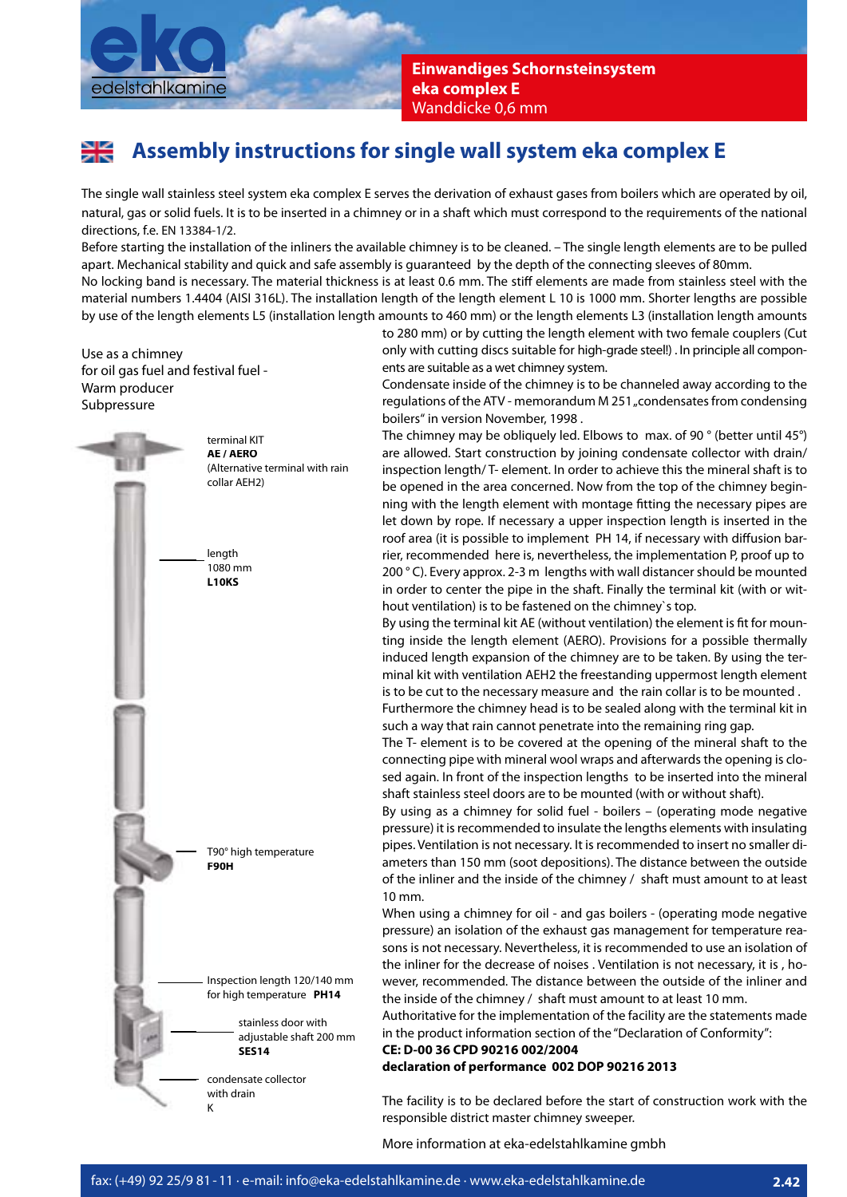**Einwandiges Schornsteinsystem**
**eka complex E**
Wanddicke 0,6 mm

# Assembly instructions for single wall system eka complex E

The single wall stainless steel system eka complex E serves the derivation of exhaust gases from boilers which are operated by oil, natural, gas or solid fuels. It is to be inserted in a chimney or in a shaft which must correspond to the requirements of the national directions, f.e. EN 13384-1/2.

Before starting the installation of the inliners the available chimney is to be cleaned. – The single length elements are to be pulled apart. Mechanical stability and quick and safe assembly is guaranteed by the depth of the connecting sleeves of 80mm.

No locking band is necessary. The material thickness is at least 0.6 mm. The stiff elements are made from stainless steel with the material numbers 1.4404 (AISI 316L). The installation length of the length element L 10 is 1000 mm. Shorter lengths are possible by use of the length elements L5 (installation length amounts to 460 mm) or the length elements L3 (installation length amounts to 280 mm) or by cutting the length element with two female couplers (Cut only with cutting discs suitable for high-grade steel!) . In principle all components are suitable as a wet chimney system.

Condensate inside of the chimney is to be channeled away according to the regulations of the ATV - memorandum M 251 „condensates from condensing boilers" in version November, 1998 .

The chimney may be obliquely led. Elbows to max. of 90 ° (better until 45°) are allowed. Start construction by joining condensate collector with drain/ inspection length/ T- element. In order to achieve this the mineral shaft is to be opened in the area concerned. Now from the top of the chimney beginning with the length element with montage fitting the necessary pipes are let down by rope. If necessary a upper inspection length is inserted in the roof area (it is possible to implement PH 14, if necessary with diffusion barrier, recommended here is, nevertheless, the implementation P, proof up to 200 ° C). Every approx. 2-3 m lengths with wall distancer should be mounted in order to center the pipe in the shaft. Finally the terminal kit (with or without ventilation) is to be fastened on the chimney`s top.

By using the terminal kit AE (without ventilation) the element is fit for mounting inside the length element (AERO). Provisions for a possible thermally induced length expansion of the chimney are to be taken. By using the terminal kit with ventilation AEH2 the freestanding uppermost length element is to be cut to the necessary measure and the rain collar is to be mounted . Furthermore the chimney head is to be sealed along with the terminal kit in such a way that rain cannot penetrate into the remaining ring gap.

The T- element is to be covered at the opening of the mineral shaft to the connecting pipe with mineral wool wraps and afterwards the opening is closed again. In front of the inspection lengths to be inserted into the mineral shaft stainless steel doors are to be mounted (with or without shaft).

By using as a chimney for solid fuel - boilers – (operating mode negative pressure) it is recommended to insulate the lengths elements with insulating pipes. Ventilation is not necessary. It is recommended to insert no smaller diameters than 150 mm (soot depositions). The distance between the outside of the inliner and the inside of the chimney / shaft must amount to at least 10 mm.

When using a chimney for oil - and gas boilers - (operating mode negative pressure) an isolation of the exhaust gas management for temperature reasons is not necessary. Nevertheless, it is recommended to use an isolation of the inliner for the decrease of noises . Ventilation is not necessary. It is , however, recommended. The distance between the outside of the inliner and the inside of the chimney / shaft must amount to at least 10 mm.

Authoritative for the implementation of the facility are the statements made in the product information section of the "Declaration of Conformity":
**CE: D-00 36 CPD 90216 002/2004**
**declaration of performance 002 DOP 90216 2013**

The facility is to be declared before the start of construction work with the responsible district master chimney sweeper.

More information at eka-edelstahlkamine gmbh

Use as a chimney
for oil gas fuel and festival fuel -
Warm producer
Subpressure

terminal KIT
**AE / AERO**
(Alternative terminal with rain collar AEH2)

length
1080 mm
**L10KS**

T90° high temperature
**F90H**

Inspection length 120/140 mm
for high temperature **PH14**

stainless door with
adjustable shaft 200 mm
**SES14**

condensate collector
with drain
K

fax: (+49) 92 25/9 81 - 11 · e-mail: info@eka-edelstahlkamine.de · www.eka-edelstahlkamine.de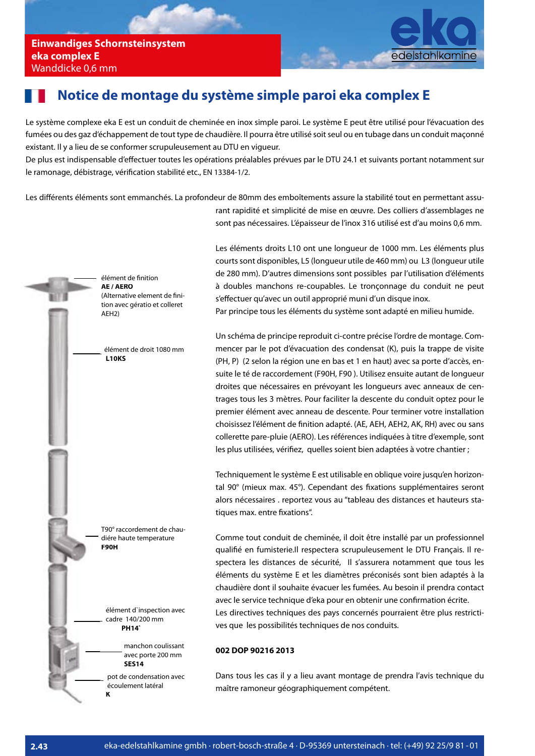**Einwandiges Schornsteinsystem**
**eka complex E**
Wanddicke 0,6 mm

## Notice de montage du système simple paroi eka complex E

Le système complexe eka E est un conduit de cheminée en inox simple paroi. Le système E peut être utilisé pour l'évacuation des fumées ou des gaz d'échappement de tout type de chaudière. Il pourra être utilisé soit seul ou en tubage dans un conduit maçonné existant. Il y a lieu de se conformer scrupuleusement au DTU en vigueur.
De plus est indispensable d'effectuer toutes les opérations préalables prévues par le DTU 24.1 et suivants portant notamment sur le ramonage, débistrage, vérification stabilité etc., EN 13384-1/2.

Les différents éléments sont emmanchés. La profondeur de 80mm des emboîtements assure la stabilité tout en permettant assurant rapidité et simplicité de mise en œuvre. Des colliers d'assemblages ne sont pas nécessaires. L'épaisseur de l'inox 316 utilisé est d'au moins 0,6 mm.

Les éléments droits L10 ont une longueur de 1000 mm. Les éléments plus courts sont disponibles, L5 (longueur utile de 460 mm) ou L3 (longueur utile de 280 mm). D'autres dimensions sont possibles par l'utilisation d'éléments à doubles manchons re-coupables. Le tronçonnage du conduit ne peut s'effectuer qu'avec un outil approprié muni d'un disque inox.
Par principe tous les éléments du système sont adapté en milieu humide.

Un schéma de principe reproduit ci-contre précise l'ordre de montage. Commencer par le pot d'évacuation des condensat (K), puis la trappe de visite (PH, P) (2 selon la région une en bas et 1 en haut) avec sa porte d'accès, ensuite le té de raccordement (F90H, F90 ). Utilisez ensuite autant de longueur droites que nécessaires en prévoyant les longueurs avec anneaux de centrages tous les 3 mètres. Pour faciliter la descente du conduit optez pour le premier élément avec anneau de descente. Pour terminer votre installation choisissez l'élément de finition adapté. (AE, AEH, AEH2, AK, RH) avec ou sans collerette pare-pluie (AERO). Les références indiquées à titre d'exemple, sont les plus utilisées, vérifiez, quelles soient bien adaptées à votre chantier ;

Techniquement le système E est utilisable en oblique voire jusqu'en horizontal 90° (mieux max. 45°). Cependant des fixations supplémentaires seront alors nécessaires . reportez vous au "tableau des distances et hauteurs statiques max. entre fixations".

Comme tout conduit de cheminée, il doit être installé par un professionnel qualifié en fumisterie.Il respectera scrupuleusement le DTU Français. Il respectera les distances de sécurité, Il s'assurera notamment que tous les éléments du système E et les diamètres préconisés sont bien adaptés à la chaudière dont il souhaite évacuer les fumées. Au besoin il prendra contact avec le service technique d'eka pour en obtenir une confirmation écrite.
Les directives techniques des pays concernés pourraient être plus restrictives que les possibilités techniques de nos conduits.

**002 DOP 90216 2013**

Dans tous les cas il y a lieu avant montage de prendra l'avis technique du maître ramoneur géographiquement compétent.

élément de finition
**AE / AERO**
(Alternative element de finition avec gératio et colleret AEH2)

élément de droit 1080 mm
**L10KS**

T90° raccordement de chaudiére haute temperature
**F90H**

élément d`inspection avec cadre 140/200 mm
**PH14`**

manchon coulissant avec porte 200 mm
**SES14**

pot de condensation avec écoulement latéral
**K**

eka-edelstahlkamine gmbh · robert-bosch-straße 4 · D-95369 untersteinach · tel: (+49) 92 25/9 81 - 01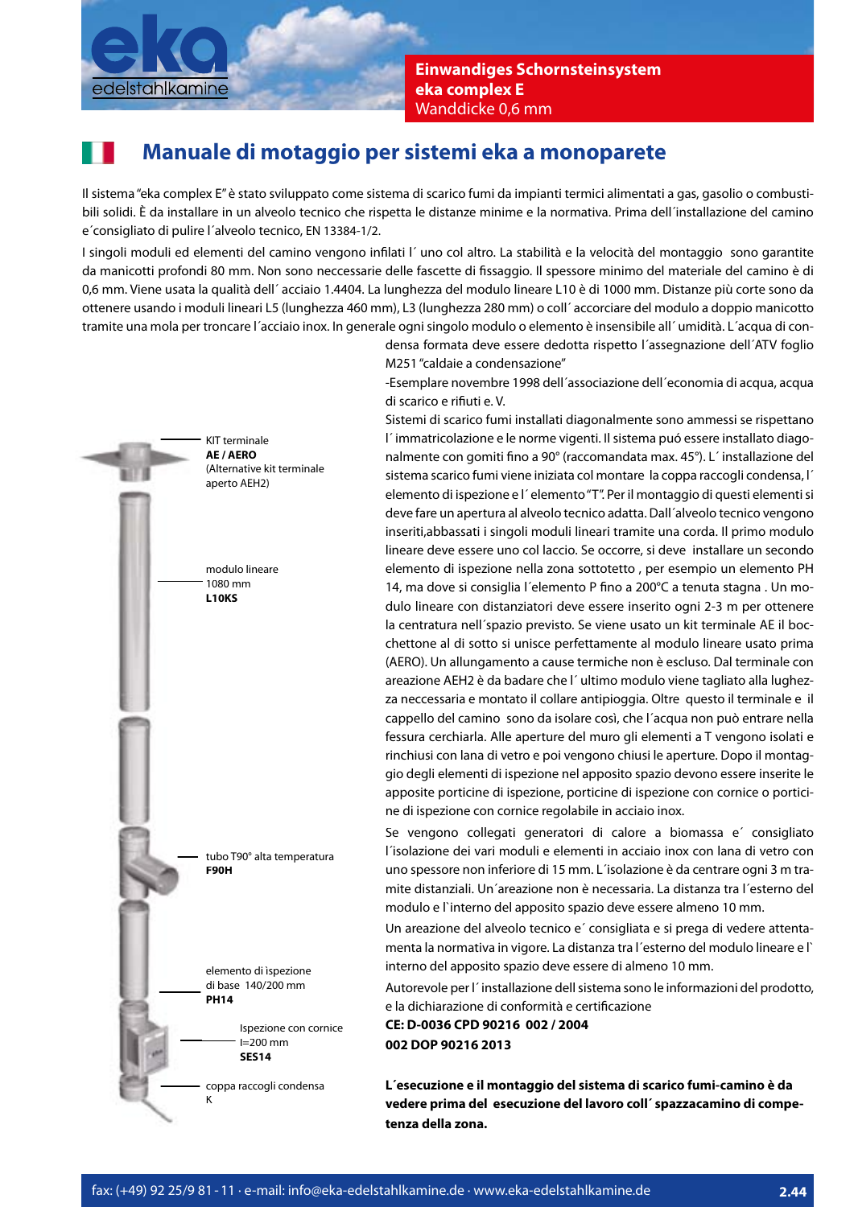Einwandiges Schornsteinsystem
**eka complex E**
Wanddicke 0,6 mm

# Manuale di motaggio per sistemi eka a monoparete

Il sistema "eka complex E" è stato sviluppato come sistema di scarico fumi da impianti termici alimentati a gas, gasolio o combustibili solidi. È da installare in un alveolo tecnico che rispetta le distanze minime e la normativa. Prima dell´installazione del camino e´consigliato di pulire l´alveolo tecnico, EN 13384-1/2.

I singoli moduli ed elementi del camino vengono infilati l´ uno col altro. La stabilità e la velocità del montaggio sono garantite da manicotti profondi 80 mm. Non sono neccessarie delle fascette di fissaggio. Il spessore minimo del materiale del camino è di 0,6 mm. Viene usata la qualità dell´ acciaio 1.4404. La lunghezza del modulo lineare L10 è di 1000 mm. Distanze più corte sono da ottenere usando i moduli lineari L5 (lunghezza 460 mm), L3 (lunghezza 280 mm) o coll´ accorciare del modulo a doppio manicotto tramite una mola per troncare l´acciaio inox. In generale ogni singolo modulo o elemento è insensibile all´ umidità. L´acqua di condensa formata deve essere dedotta rispetto l´assegnazione dell´ATV foglio M251 "caldaie a condensazione"

-Esemplare novembre 1998 dell´associazione dell´economia di acqua, acqua di scarico e rifiuti e. V.

Sistemi di scarico fumi installati diagonalmente sono ammessi se rispettano l´ immatricolazione e le norme vigenti. Il sistema puó essere installato diagonalmente con gomiti fino a 90° (raccomandata max. 45°). L´ installazione del sistema scarico fumi viene iniziata col montare la coppa raccogli condensa, l´ elemento di ispezione e l´ elemento "T". Per il montaggio di questi elementi si deve fare un apertura al alveolo tecnico adatta. Dall´alveolo tecnico vengono inseriti,abbassati i singoli moduli lineari tramite una corda. Il primo modulo lineare deve essere uno col laccio. Se occorre, si deve installare un secondo elemento di ispezione nella zona sottotetto , per esempio un elemento PH 14, ma dove si consiglia l´elemento P fino a 200°C a tenuta stagna . Un modulo lineare con distanziatori deve essere inserito ogni 2-3 m per ottenere la centratura nell´spazio previsto. Se viene usato un kit terminale AE il bocchettone al di sotto si unisce perfettamente al modulo lineare usato prima (AERO). Un allungamento a cause termiche non è escluso. Dal terminale con areazione AEH2 è da badare che l´ ultimo modulo viene tagliato alla lughezza neccessaria e montato il collare antipioggia. Oltre questo il terminale e il cappello del camino sono da isolare così, che l´acqua non può entrare nella fessura cerchiarla. Alle aperture del muro gli elementi a T vengono isolati e rinchiusi con lana di vetro e poi vengono chiusi le aperture. Dopo il montaggio degli elementi di ispezione nel apposito spazio devono essere inserite le apposite porticine di ispezione, porticine di ispezione con cornice o porticine di ispezione con cornice regolabile in acciaio inox.

Se vengono collegati generatori di calore a biomassa e´ consigliato l´isolazione dei vari moduli e elementi in acciaio inox con lana di vetro con uno spessore non inferiore di 15 mm. L´isolazione è da centrare ogni 3 m tramite distanziali. Un´areazione non è necessaria. La distanza tra l´esterno del modulo e l`interno del apposito spazio deve essere almeno 10 mm.

Un areazione del alveolo tecnico e´ consigliata e si prega di vedere attentamenta la normativa in vigore. La distanza tra l´esterno del modulo lineare e l` interno del apposito spazio deve essere di almeno 10 mm.

Autorevole per l´ installazione dell sistema sono le informazioni del prodotto, e la dichiarazione di conformità e certificazione

**CE: D-0036 CPD 90216 002 / 2004**

**002 DOP 90216 2013**

**L´esecuzione e il montaggio del sistema di scarico fumi-camino è da vedere prima del esecuzione del lavoro coll´ spazzacamino di competenza della zona.**

KIT terminale
**AE / AERO**
(Alternative kit terminale aperto AEH2)

modulo lineare
1080 mm
**L10KS**

tubo T90° alta temperatura
**F90H**

elemento di ispezione
di base 140/200 mm
**PH14**

Ispezione con cornice
l=200 mm
**SES14**

coppa raccogli condensa
K

fax: (+49) 92 25/9 81 - 11 · e-mail: info@eka-edelstahlkamine.de · www.eka-edelstahlkamine.de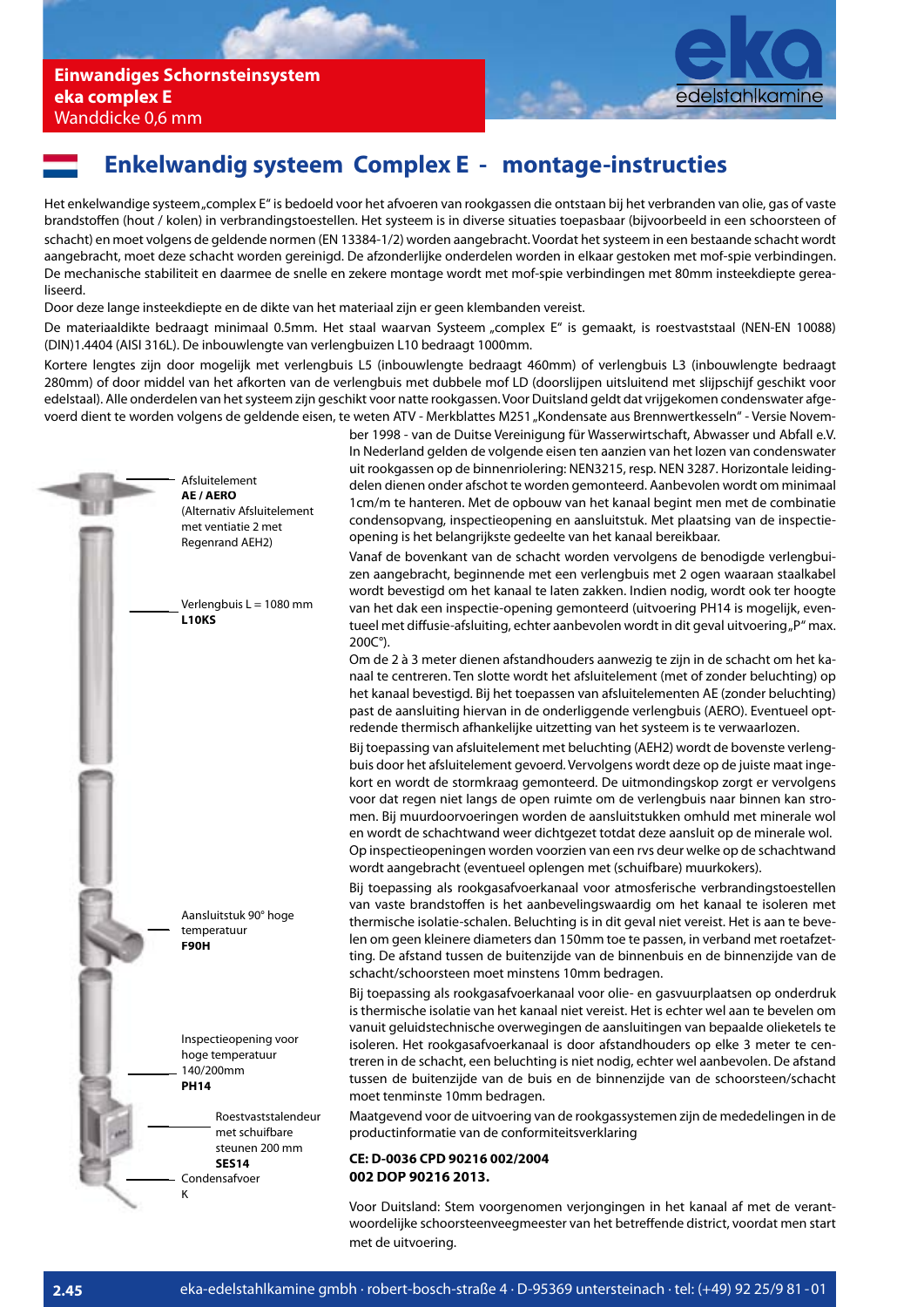**Einwandiges Schornsteinsystem**
**eka complex E**
Wanddicke 0,6 mm

# Enkelwandig systeem Complex E - montage-instructies

Het enkelwandige systeem „complex E" is bedoeld voor het afvoeren van rookgassen die ontstaan bij het verbranden van olie, gas of vaste brandstoffen (hout / kolen) in verbrandingstoestellen. Het systeem is in diverse situaties toepasbaar (bijvoorbeeld in een schoorsteen of schacht) en moet volgens de geldende normen (EN 13384-1/2) worden aangebracht. Voordat het systeem in een bestaande schacht wordt aangebracht, moet deze schacht worden gereinigd. De afzonderlijke onderdelen worden in elkaar gestoken met mof-spie verbindingen. De mechanische stabiliteit en daarmee de snelle en zekere montage wordt met mof-spie verbindingen met 80mm insteekdiepte gerealiseerd.

Door deze lange insteekdiepte en de dikte van het materiaal zijn er geen klembanden vereist.

De materiaaldikte bedraagt minimaal 0.5mm. Het staal waarvan Systeem „complex E" is gemaakt, is roestvaststaal (NEN-EN 10088) (DIN)1.4404 (AISI 316L). De inbouwlengte van verlengbuizen L10 bedraagt 1000mm.

Kortere lengtes zijn door mogelijk met verlengbuis L5 (inbouwlengte bedraagt 460mm) of verlengbuis L3 (inbouwlengte bedraagt 280mm) of door middel van het afkorten van de verlengbuis met dubbele mof LD (doorslijpen uitsluitend met slijpschijf geschikt voor edelstaal). Alle onderdelen van het systeem zijn geschikt voor natte rookgassen. Voor Duitsland geldt dat vrijgekomen condenswater afgevoerd dient te worden volgens de geldende eisen, te weten ATV - Merkblattes M251 „Kondensate aus Brennwertkesseln" - Versie November 1998 - van de Duitse Vereinigung für Wasserwirtschaft, Abwasser und Abfall e.V. In Nederland gelden de volgende eisen ten aanzien van het lozen van condenswater uit rookgassen op de binnenriolering: NEN3215, resp. NEN 3287. Horizontale leidingdelen dienen onder afschot te worden gemonteerd. Aanbevolen wordt om minimaal 1cm/m te hanteren. Met de opbouw van het kanaal begint men met de combinatie condensopvang, inspectieopening en aansluitstuk. Met plaatsing van de inspectieopening is het belangrijkste gedeelte van het kanaal bereikbaar.

Vanaf de bovenkant van de schacht worden vervolgens de benodigde verlengbuizen aangebracht, beginnende met een verlengbuis met 2 ogen waaraan staalkabel wordt bevestigd om het kanaal te laten zakken. Indien nodig, wordt ook ter hoogte van het dak een inspectie-opening gemonteerd (uitvoering PH14 is mogelijk, eventueel met diffusie-afsluiting, echter aanbevolen wordt in dit geval uitvoering „P" max. 200C°).

Om de 2 à 3 meter dienen afstandhouders aanwezig te zijn in de schacht om het kanaal te centreren. Ten slotte wordt het afsluitelement (met of zonder beluchting) op het kanaal bevestigd. Bij het toepassen van afsluitelementen AE (zonder beluchting) past de aansluiting hiervan in de onderliggende verlengbuis (AERO). Eventueel optredende thermisch afhankelijke uitzetting van het systeem is te verwaarlozen.

Bij toepassing van afsluitelement met beluchting (AEH2) wordt de bovenste verlengbuis door het afsluitelement gevoerd. Vervolgens wordt deze op de juiste maat ingekort en wordt de stormkraag gemonteerd. De uitmondingskop zorgt er vervolgens voor dat regen niet langs de open ruimte om de verlengbuis naar binnen kan stromen. Bij muurdoorvoeringen worden de aansluitstukken omhuld met minerale wol en wordt de schachtwand weer dichtgezet totdat deze aansluit op de minerale wol. Op inspectieopeningen worden voorzien van een rvs deur welke op de schachtwand wordt aangebracht (eventueel oplengen met (schuifbare) muurkokers).

Bij toepassing als rookgasafvoerkanaal voor atmosferische verbrandingstoestellen van vaste brandstoffen is het aanbevelingswaardig om het kanaal te isoleren met thermische isolatie-schalen. Beluchting is in dit geval niet vereist. Het is aan te bevelen om geen kleinere diameters dan 150mm toe te passen, in verband met roetafzetting. De afstand tussen de buitenzijde van de binnenbuis en de binnenzijde van de schacht/schoorsteen moet minstens 10mm bedragen.

Bij toepassing als rookgasafvoerkanaal voor olie- en gasvuurplaatsen op onderdruk is thermische isolatie van het kanaal niet vereist. Het is echter wel aan te bevelen om vanuit geluidstechnische overwegingen de aansluitingen van bepaalde olieketels te isoleren. Het rookgasafvoerkanaal is door afstandhouders op elke 3 meter te centreren in de schacht, een beluchting is niet nodig, echter wel aanbevolen. De afstand tussen de buitenzijde van de buis en de binnenzijde van de schoorsteen/schacht moet tenminste 10mm bedragen.

Maatgevend voor de uitvoering van de rookgassystemen zijn de mededelingen in de productinformatie van de conformiteitsverklaring

**CE: D-0036 CPD 90216 002/2004**
**002 DOP 90216 2013.**

Voor Duitsland: Stem voorgenomen verjongingen in het kanaal af met de verantwoordelijke schoorsteenveegmeester van het betreffende district, voordat men start met de uitvoering.

Afsluitelement
**AE / AERO**
(Alternativ Afsluitelement met ventiatie 2 met Regenrand AEH2)

Verlengbuis L = 1080 mm
**L10KS**

Aansluitstuk 90° hoge temperatuur
**F90H**

Inspectieopening voor hoge temperatuur 140/200mm
**PH14**

Roestvaststalendeur met schuifbare steunen 200 mm
**SES14**

Condensafvoer
K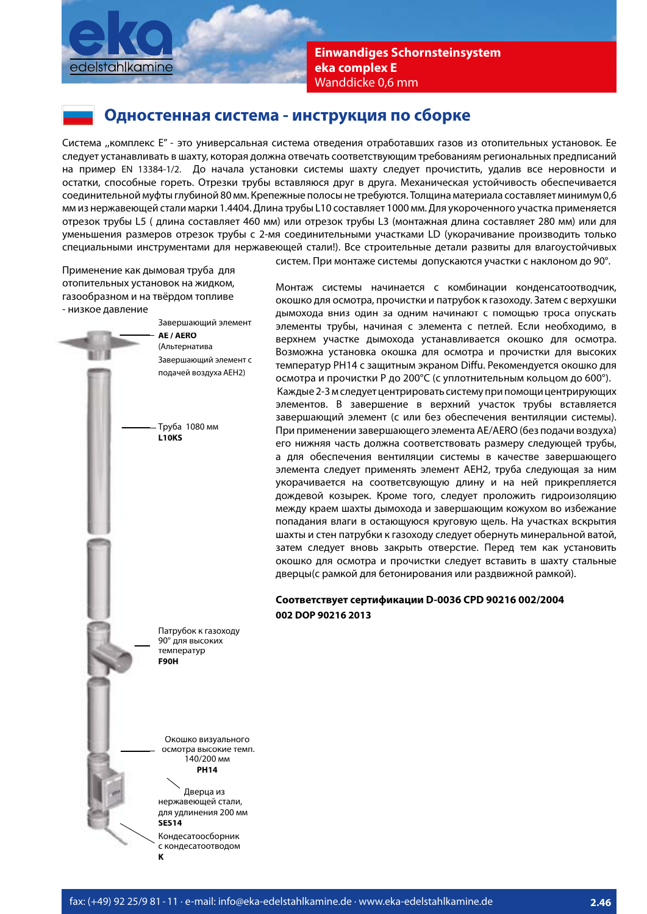**Einwandiges Schornsteinsystem**
**eka complex E**
Wanddicke 0,6 mm

# Одностенная система - инструкция по сборке

Система „комплекс E" - это универсальная система отведения отработавших газов из отопительных установок. Ее следует устанавливать в шахту, которая должна отвечать соответствующим требованиям региональных предписаний на пример EN 13384-1/2. До начала установки системы шахту следует прочистить, удалив все неровности и остатки, способные гореть. Отрезки трубы вставляюся друг в друга. Механическая устойчивость обеспечивается соединительной муфты глубиной 80 мм. Крепежные полосы не требуются. Толщина материала составляет минимум 0,6 мм из нержавеющей стали марки 1.4404. Длина трубы L10 составляет 1000 мм. Для укороченного участка применяется отрезок трубы L5 ( длина составляет 460 мм) или отрезок трубы L3 (монтажная длина составляет 280 мм) или для уменьшения размеров отрезок трубы с 2-мя соединительными участками LD (укорачивание производить только специальными инструментами для нержавеющей стали!). Все строительные детали развиты для влагоустойчивых систем. При монтаже системы допускаются участки с наклоном до 90°.

Применение как дымовая труба для отопительных установок на жидком, газообразном и на твёрдом топливе - низкое давление

Завершающий элемент
**AE / AERO**
(Альтернатива
Завершающий элемент с подачей воздуха AEH2)

Труба 1080 мм
**L10KS**

Патрубок к газоходу 90° для высоких температур
**F90H**

Окошко визуального осмотра высокие темп. 140/200 мм
**PH14**

Дверца из нержавеющей стали, для удлинения 200 мм
**SES14**

Кондесатоосборник с кондесатоотводом
**K**

Монтаж системы начинается с комбинации конденсатоотводчик, окошко для осмотра, прочистки и патрубок к газоходу. Затем с верхушки дымохода вниз один за одним начинают с помощью троса опускать элементы трубы, начиная с элемента с петлей. Если необходимо, в верхнем участке дымохода устанавливается окошко для осмотра. Возможна установка окошка для осмотра и прочистки для высоких температур PH14 с защитным экраном Diffu. Рекомендуется окошко для осмотра и прочистки P до 200°C (с уплотнительным кольцом до 600°).
Каждые 2-3 м следует центрировать систему при помощи центрирующих элементов. В завершение в верхний участок трубы вставляется завершающий элемент (с или без обеспечения вентиляции системы). При применении завершающего элемента AE/AERO (без подачи воздуха) его нижняя часть должна соответствовать размеру следующей трубы, а для обеспечения вентиляции системы в качестве завершающего элемента следует применять элемент AEH2, труба следующая за ним укорачивается на соответсвующую длину и на ней прикрепляется дождевой козырек. Кроме того, следует проложить гидроизоляцию между краем шахты дымохода и завершающим кожухом во избежание попадания влаги в остающуюся круговую щель. На участках вскрытия шахты и стен патрубки к газоходу следует обернуть минеральной ватой, затем следует вновь закрыть отверстие. Перед тем как установить окошко для осмотра и прочистки следует вставить в шахту стальные дверцы(с рамкой для бетонирования или раздвижной рамкой).

**Соответствует сертификации D-0036 CPD 90216 002/2004 002 DOP 90216 2013**